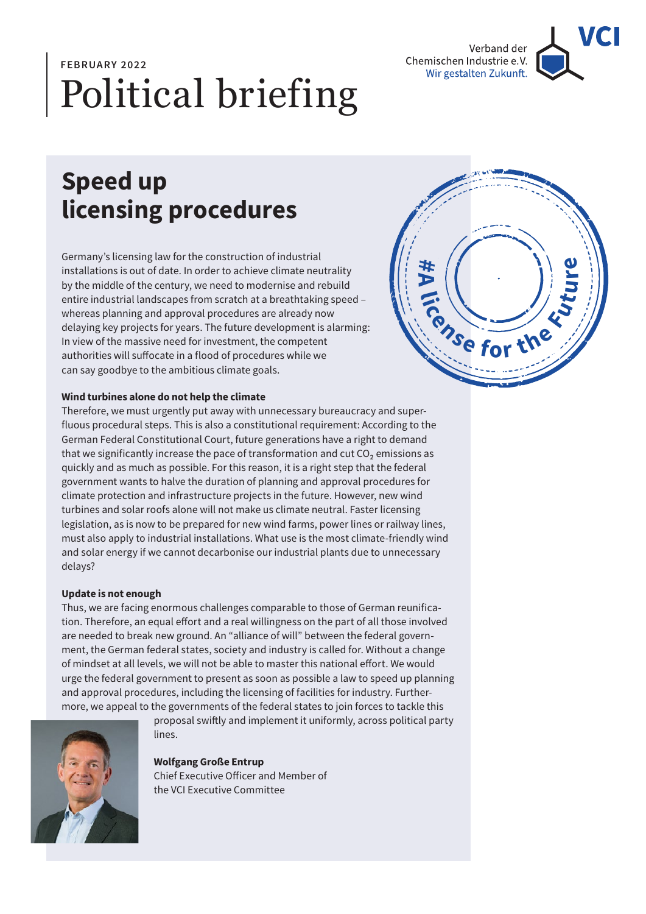FEBRUARY 2022

# Political briefing

Verband der Chemischen Industrie e.V.
Wir gestalten Zukunft.

## Speed up licensing procedures

#A license for the Future

Germany's licensing law for the construction of industrial installations is out of date. In order to achieve climate neutrality by the middle of the century, we need to modernise and rebuild entire industrial landscapes from scratch at a breathtaking speed – whereas planning and approval procedures are already now delaying key projects for years. The future development is alarming: In view of the massive need for investment, the competent authorities will suffocate in a flood of procedures while we can say goodbye to the ambitious climate goals.

**Wind turbines alone do not help the climate**

Therefore, we must urgently put away with unnecessary bureaucracy and superfluous procedural steps. This is also a constitutional requirement: According to the German Federal Constitutional Court, future generations have a right to demand that we significantly increase the pace of transformation and cut $CO_2$ emissions as quickly and as much as possible. For this reason, it is a right step that the federal government wants to halve the duration of planning and approval procedures for climate protection and infrastructure projects in the future. However, new wind turbines and solar roofs alone will not make us climate neutral. Faster licensing legislation, as is now to be prepared for new wind farms, power lines or railway lines, must also apply to industrial installations. What use is the most climate-friendly wind and solar energy if we cannot decarbonise our industrial plants due to unnecessary delays?

**Update is not enough**

Thus, we are facing enormous challenges comparable to those of German reunification. Therefore, an equal effort and a real willingness on the part of all those involved are needed to break new ground. An "alliance of will" between the federal government, the German federal states, society and industry is called for. Without a change of mindset at all levels, we will not be able to master this national effort. We would urge the federal government to present as soon as possible a law to speed up planning and approval procedures, including the licensing of facilities for industry. Furthermore, we appeal to the governments of the federal states to join forces to tackle this proposal swiftly and implement it uniformly, across political party lines.

**Wolfgang Große Entrup**
Chief Executive Officer and Member of the VCI Executive Committee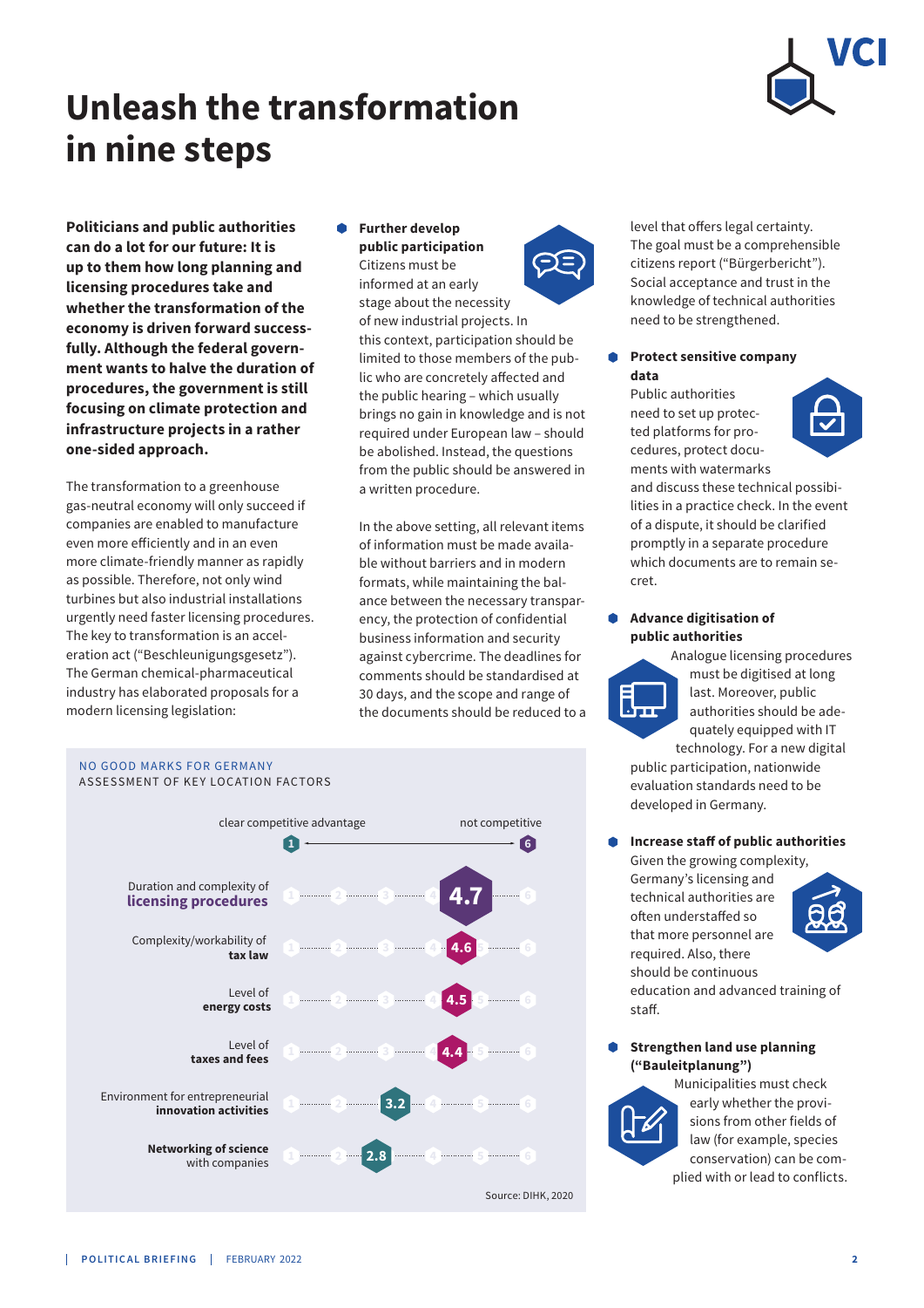# Unleash the transformation in nine steps

**Politicians and public authorities can do a lot for our future: It is up to them how long planning and licensing procedures take and whether the transformation of the economy is driven forward successfully. Although the federal government wants to halve the duration of procedures, the government is still focusing on climate protection and infrastructure projects in a rather one-sided approach.**

The transformation to a greenhouse gas-neutral economy will only succeed if companies are enabled to manufacture even more efficiently and in an even more climate-friendly manner as rapidly as possible. Therefore, not only wind turbines but also industrial installations urgently need faster licensing procedures. The key to transformation is an acceleration act ("Beschleunigungsgesetz"). The German chemical-pharmaceutical industry has elaborated proposals for a modern licensing legislation:

- **Further develop public participation**
Citizens must be informed at an early stage about the necessity of new industrial projects. In this context, participation should be limited to those members of the public who are concretely affected and the public hearing – which usually brings no gain in knowledge and is not required under European law – should be abolished. Instead, the questions from the public should be answered in a written procedure.

In the above setting, all relevant items of information must be made available without barriers and in modern formats, while maintaining the balance between the necessary transparency, the protection of confidential business information and security against cybercrime. The deadlines for comments should be standardised at 30 days, and the scope and range of the documents should be reduced to a level that offers legal certainty. The goal must be a comprehensible citizens report ("Bürgerbericht"). Social acceptance and trust in the knowledge of technical authorities need to be strengthened.

- **Protect sensitive company data**
Public authorities need to set up protected platforms for procedures, protect documents with watermarks and discuss these technical possibilities in a practice check. In the event of a dispute, it should be clarified promptly in a separate procedure which documents are to remain secret.

- **Advance digitisation of public authorities**
Analogue licensing procedures must be digitised at long last. Moreover, public authorities should be adequately equipped with IT technology. For a new digital public participation, nationwide evaluation standards need to be developed in Germany.

- **Increase staff of public authorities**
Given the growing complexity, Germany's licensing and technical authorities are often understaffed so that more personnel are required. Also, there should be continuous education and advanced training of staff.

- **Strengthen land use planning ("Bauleitplanung")**
Municipalities must check early whether the provisions from other fields of law (for example, species conservation) can be complied with or lead to conflicts.

NO GOOD MARKS FOR GERMANY
ASSESSMENT OF KEY LOCATION FACTORS

Scale: 1 = clear competitive advantage … 6 = not competitive

| Location factor | Score |
|---|---|
| Duration and complexity of **licensing procedures** | 4.7 |
| Complexity/workability of **tax law** | 4.6 |
| Level of **energy costs** | 4.5 |
| Level of **taxes and fees** | 4.4 |
| Environment for entrepreneurial **innovation activities** | 3.2 |
| **Networking of science** with companies | 2.8 |

Source: DIHK, 2020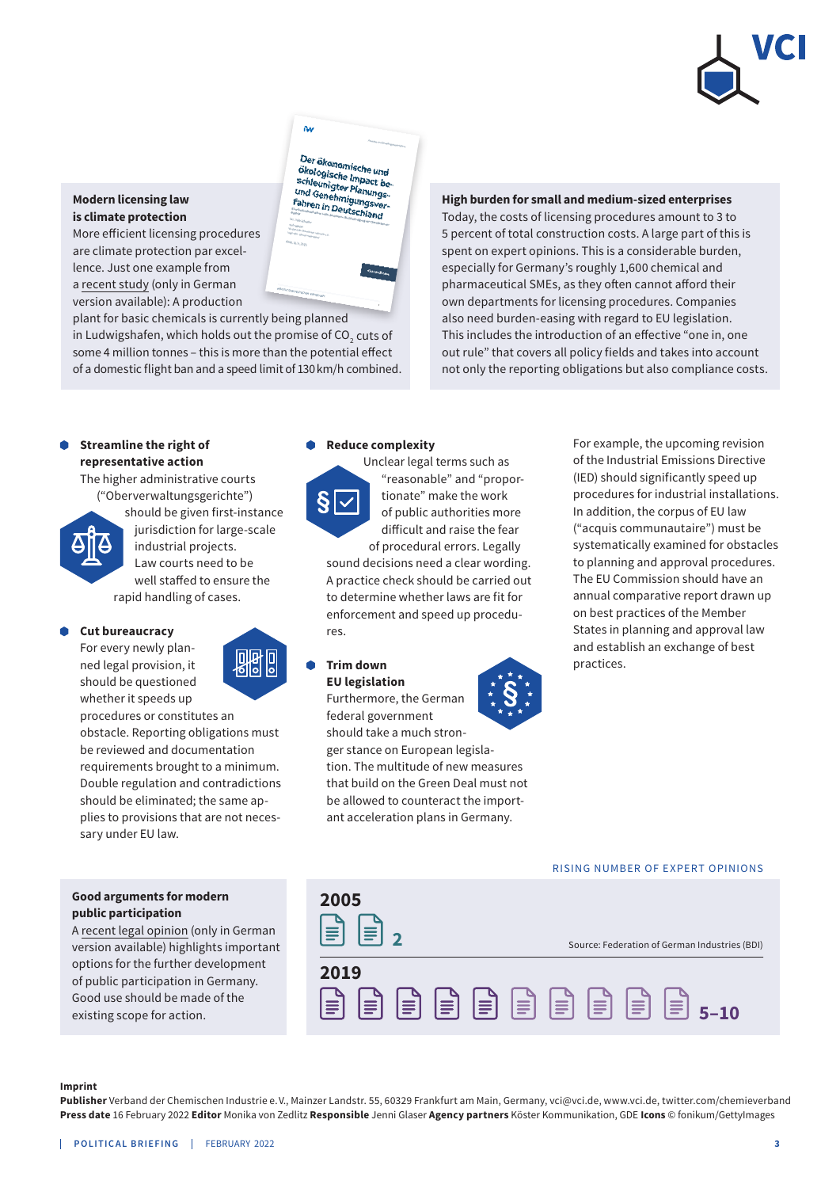**Modern licensing law is climate protection**

More efficient licensing procedures are climate protection par excellence. Just one example from a recent study (only in German version available): A production plant for basic chemicals is currently being planned in Ludwigshafen, which holds out the promise of $CO_2$ cuts of some 4 million tonnes – this is more than the potential effect of a domestic flight ban and a speed limit of 130 km/h combined.

**High burden for small and medium-sized enterprises**

Today, the costs of licensing procedures amount to 3 to 5 percent of total construction costs. A large part of this is spent on expert opinions. This is a considerable burden, especially for Germany's roughly 1,600 chemical and pharmaceutical SMEs, as they often cannot afford their own departments for licensing procedures. Companies also need burden-easing with regard to EU legislation. This includes the introduction of an effective "one in, one out rule" that covers all policy fields and takes into account not only the reporting obligations but also compliance costs.

- **Streamline the right of representative action**
  The higher administrative courts ("Oberverwaltungsgerichte") should be given first-instance jurisdiction for large-scale industrial projects. Law courts need to be well staffed to ensure the rapid handling of cases.

- **Cut bureaucracy**
  For every newly planned legal provision, it should be questioned whether it speeds up procedures or constitutes an obstacle. Reporting obligations must be reviewed and documentation requirements brought to a minimum. Double regulation and contradictions should be eliminated; the same applies to provisions that are not necessary under EU law.

- **Reduce complexity**
  Unclear legal terms such as "reasonable" and "proportionate" make the work of public authorities more difficult and raise the fear of procedural errors. Legally sound decisions need a clear wording. A practice check should be carried out to determine whether laws are fit for enforcement and speed up procedures.

- **Trim down EU legislation**
  Furthermore, the German federal government should take a much stronger stance on European legislation. The multitude of new measures that build on the Green Deal must not be allowed to counteract the important acceleration plans in Germany.

For example, the upcoming revision of the Industrial Emissions Directive (IED) should significantly speed up procedures for industrial installations. In addition, the corpus of EU law ("acquis communautaire") must be systematically examined for obstacles to planning and approval procedures. The EU Commission should have an annual comparative report drawn up on best practices of the Member States in planning and approval law and establish an exchange of best practices.

**Good arguments for modern public participation**

A recent legal opinion (only in German version available) highlights important options for the further development of public participation in Germany. Good use should be made of the existing scope for action.

RISING NUMBER OF EXPERT OPINIONS

2005
2

Source: Federation of German Industries (BDI)

2019
5–10

**Imprint**

**Publisher** Verband der Chemischen Industrie e. V., Mainzer Landstr. 55, 60329 Frankfurt am Main, Germany, vci@vci.de, www.vci.de, twitter.com/chemieverband
**Press date** 16 February 2022 **Editor** Monika von Zedlitz **Responsible** Jenni Glaser **Agency partners** Köster Kommunikation, GDE **Icons** © fonikum/GettyImages